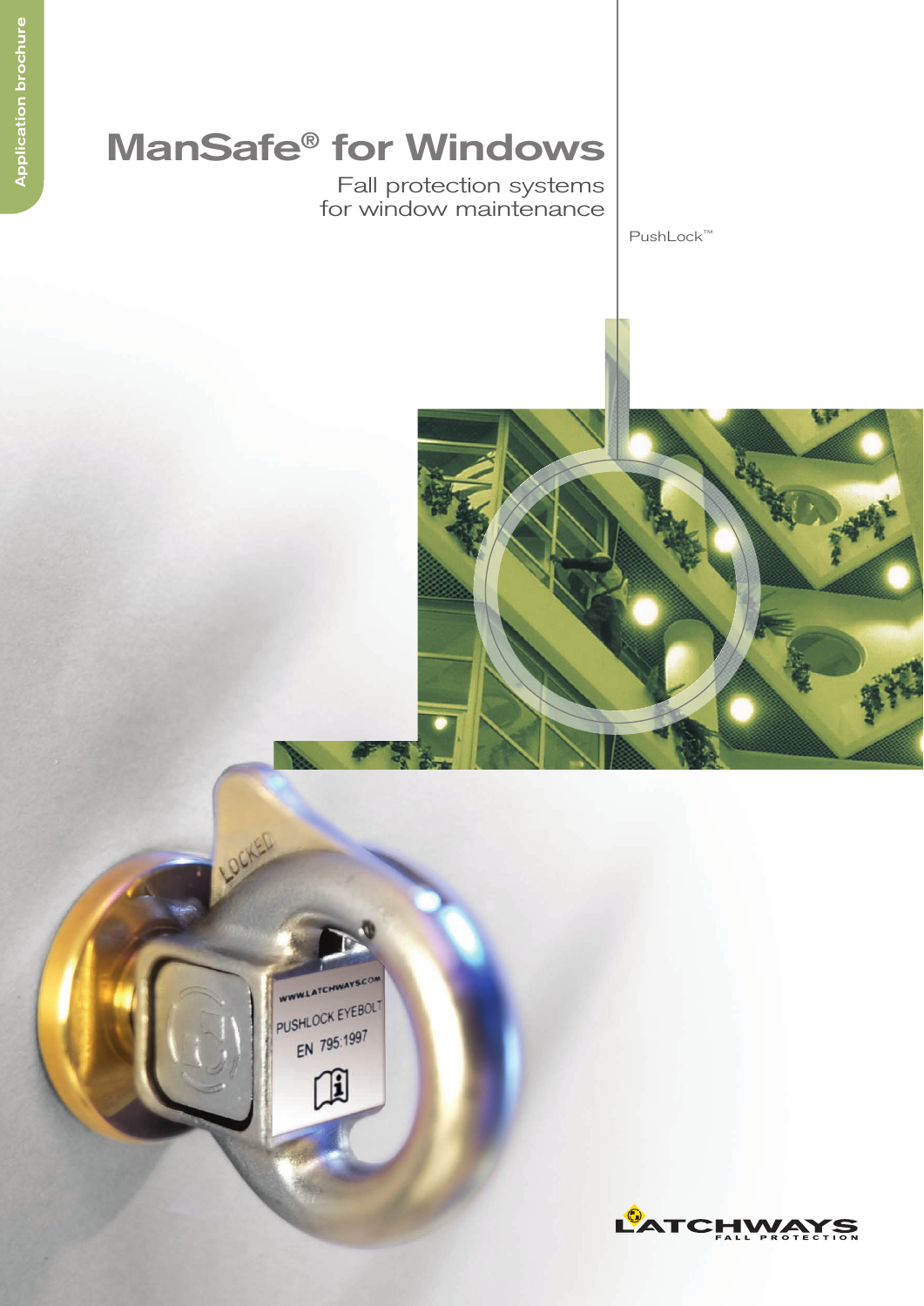Application brochure

# ManSafe® for Windows

Fall protection systems for window maintenance

PushLock™

LATCHWAYS FALL PROTECTION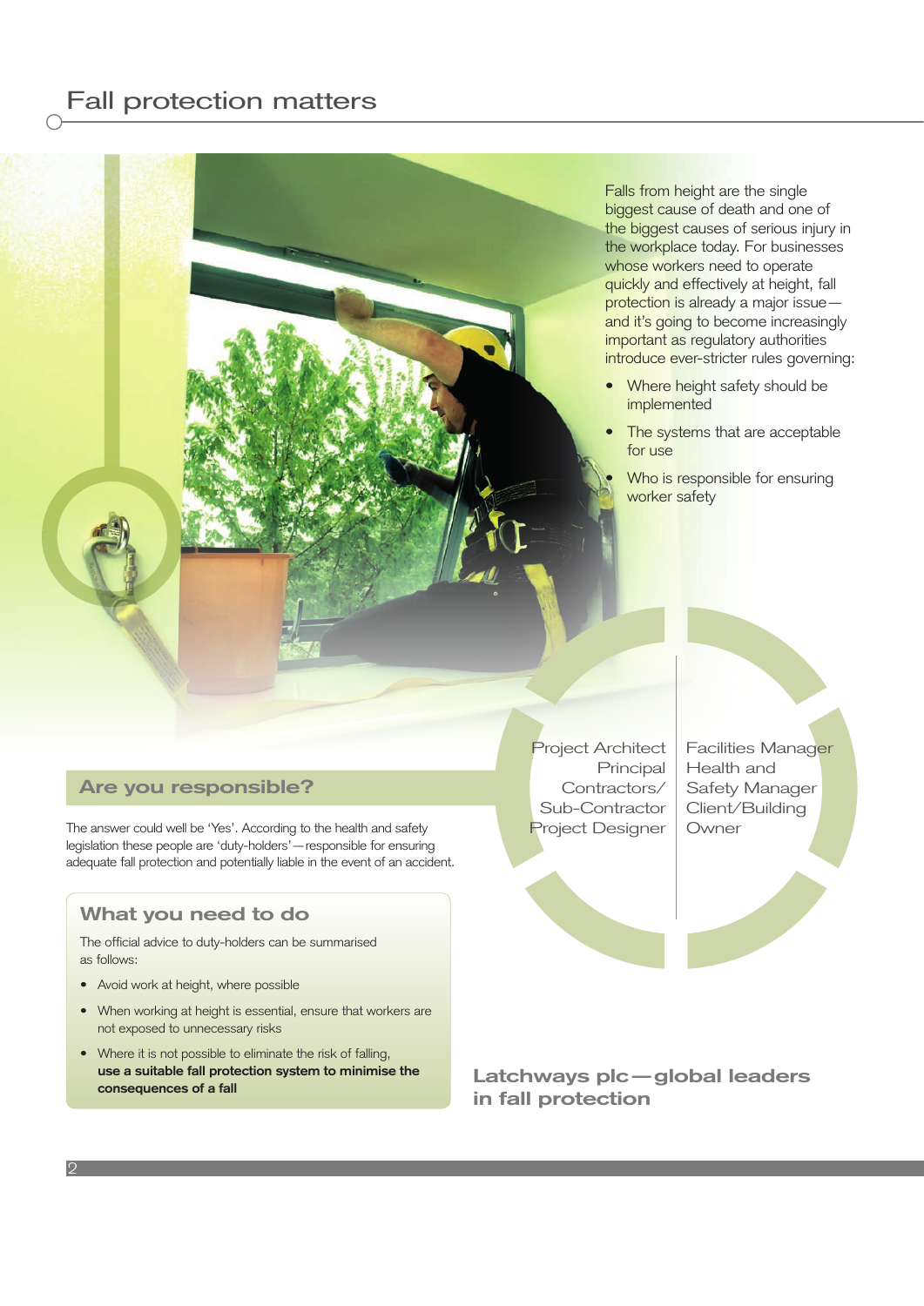# Fall protection matters

Falls from height are the single biggest cause of death and one of the biggest causes of serious injury in the workplace today. For businesses whose workers need to operate quickly and effectively at height, fall protection is already a major issue—and it's going to become increasingly important as regulatory authorities introduce ever-stricter rules governing:

- Where height safety should be implemented
- The systems that are acceptable for use
- Who is responsible for ensuring worker safety

Project Architect
Principal Contractors/ Sub-Contractor
Project Designer
Facilities Manager
Health and Safety Manager
Client/Building Owner

## Are you responsible?

The answer could well be 'Yes'. According to the health and safety legislation these people are 'duty-holders'—responsible for ensuring adequate fall protection and potentially liable in the event of an accident.

## What you need to do

The official advice to duty-holders can be summarised as follows:

- Avoid work at height, where possible
- When working at height is essential, ensure that workers are not exposed to unnecessary risks
- Where it is not possible to eliminate the risk of falling, **use a suitable fall protection system to minimise the consequences of a fall**

## Latchways plc—global leaders in fall protection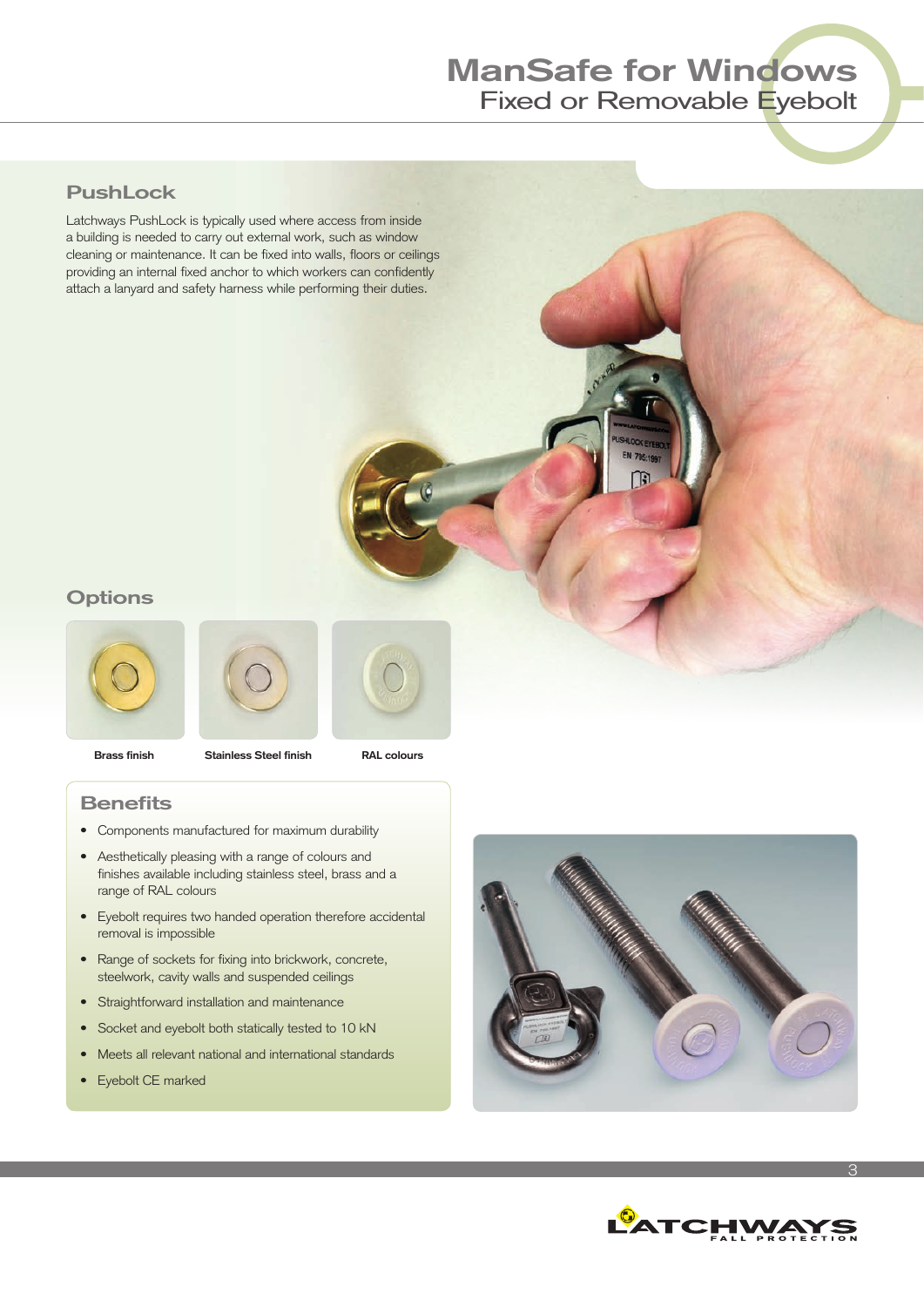# ManSafe for Windows
## Fixed or Removable Eyebolt

### PushLock

Latchways PushLock is typically used where access from inside a building is needed to carry out external work, such as window cleaning or maintenance. It can be fixed into walls, floors or ceilings providing an internal fixed anchor to which workers can confidently attach a lanyard and safety harness while performing their duties.

### Options

Brass finish

Stainless Steel finish

RAL colours

### Benefits

- Components manufactured for maximum durability
- Aesthetically pleasing with a range of colours and finishes available including stainless steel, brass and a range of RAL colours
- Eyebolt requires two handed operation therefore accidental removal is impossible
- Range of sockets for fixing into brickwork, concrete, steelwork, cavity walls and suspended ceilings
- Straightforward installation and maintenance
- Socket and eyebolt both statically tested to 10 kN
- Meets all relevant national and international standards
- Eyebolt CE marked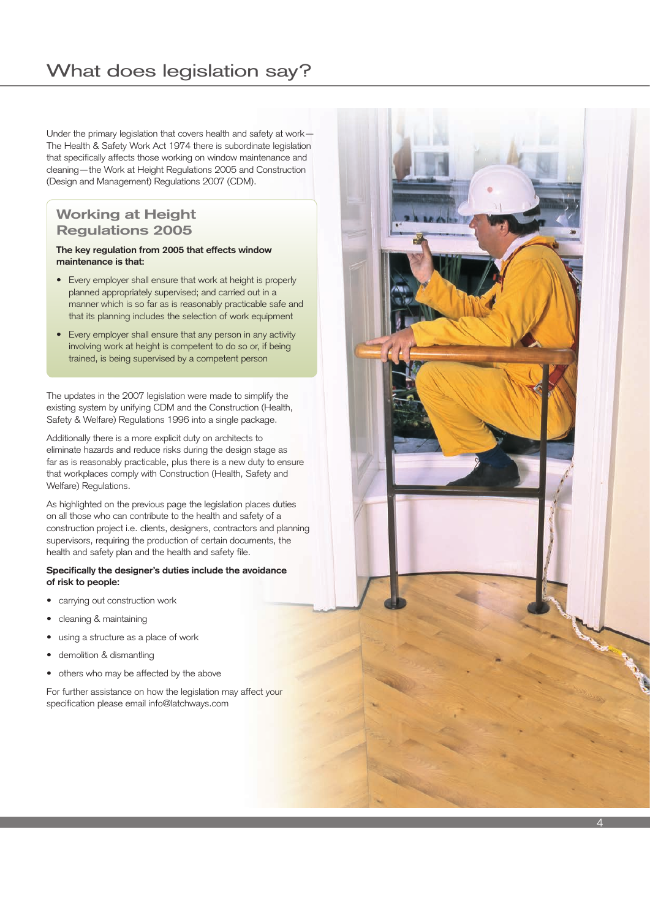# What does legislation say?

Under the primary legislation that covers health and safety at work — The Health & Safety Work Act 1974 there is subordinate legislation that specifically affects those working on window maintenance and cleaning — the Work at Height Regulations 2005 and Construction (Design and Management) Regulations 2007 (CDM).

## Working at Height Regulations 2005

**The key regulation from 2005 that effects window maintenance is that:**

- Every employer shall ensure that work at height is properly planned appropriately supervised; and carried out in a manner which is so far as is reasonably practicable safe and that its planning includes the selection of work equipment
- Every employer shall ensure that any person in any activity involving work at height is competent to do so or, if being trained, is being supervised by a competent person

The updates in the 2007 legislation were made to simplify the existing system by unifying CDM and the Construction (Health, Safety & Welfare) Regulations 1996 into a single package.

Additionally there is a more explicit duty on architects to eliminate hazards and reduce risks during the design stage as far as is reasonably practicable, plus there is a new duty to ensure that workplaces comply with Construction (Health, Safety and Welfare) Regulations.

As highlighted on the previous page the legislation places duties on all those who can contribute to the health and safety of a construction project i.e. clients, designers, contractors and planning supervisors, requiring the production of certain documents, the health and safety plan and the health and safety file.

**Specifically the designer's duties include the avoidance of risk to people:**

- carrying out construction work
- cleaning & maintaining
- using a structure as a place of work
- demolition & dismantling
- others who may be affected by the above

For further assistance on how the legislation may affect your specification please email info@latchways.com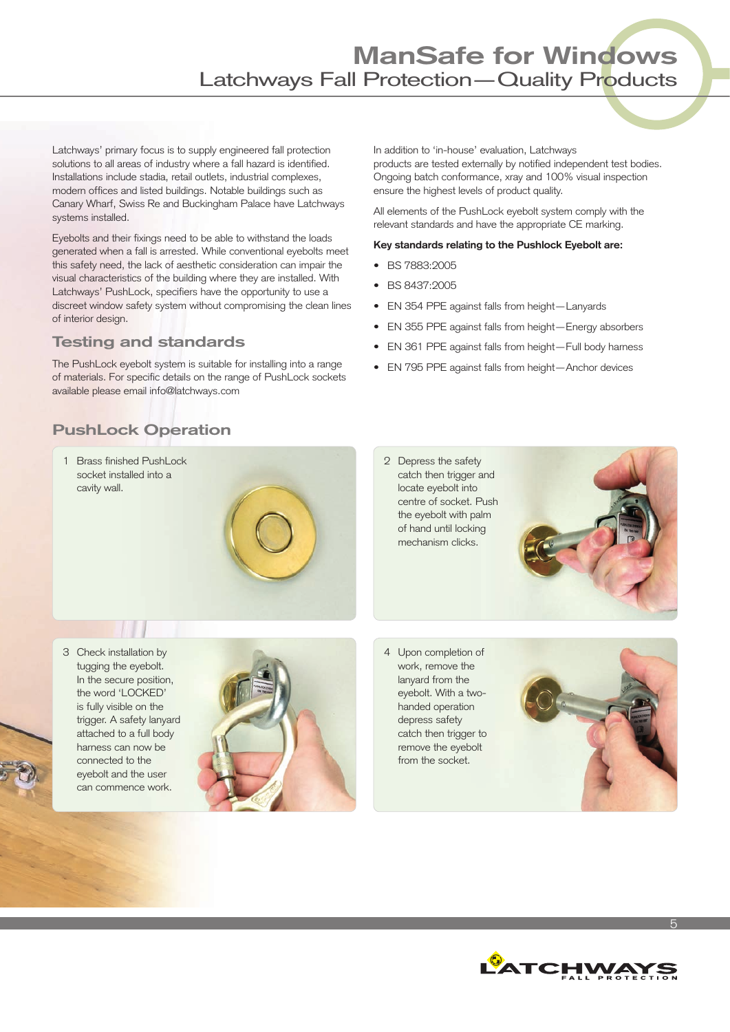# ManSafe for Windows

## Latchways Fall Protection—Quality Products

Latchways' primary focus is to supply engineered fall protection solutions to all areas of industry where a fall hazard is identified. Installations include stadia, retail outlets, industrial complexes, modern offices and listed buildings. Notable buildings such as Canary Wharf, Swiss Re and Buckingham Palace have Latchways systems installed.

Eyebolts and their fixings need to be able to withstand the loads generated when a fall is arrested. While conventional eyebolts meet this safety need, the lack of aesthetic consideration can impair the visual characteristics of the building where they are installed. With Latchways' PushLock, specifiers have the opportunity to use a discreet window safety system without compromising the clean lines of interior design.

### Testing and standards

The PushLock eyebolt system is suitable for installing into a range of materials. For specific details on the range of PushLock sockets available please email info@latchways.com

In addition to 'in-house' evaluation, Latchways products are tested externally by notified independent test bodies. Ongoing batch conformance, xray and 100% visual inspection ensure the highest levels of product quality.

All elements of the PushLock eyebolt system comply with the relevant standards and have the appropriate CE marking.

**Key standards relating to the Pushlock Eyebolt are:**

- BS 7883:2005
- BS 8437:2005
- EN 354 PPE against falls from height—Lanyards
- EN 355 PPE against falls from height—Energy absorbers
- EN 361 PPE against falls from height—Full body harness
- EN 795 PPE against falls from height—Anchor devices

### PushLock Operation

1. Brass finished PushLock socket installed into a cavity wall.
2. Depress the safety catch then trigger and locate eyebolt into centre of socket. Push the eyebolt with palm of hand until locking mechanism clicks.
3. Check installation by tugging the eyebolt. In the secure position, the word 'LOCKED' is fully visible on the trigger. A safety lanyard attached to a full body harness can now be connected to the eyebolt and the user can commence work.
4. Upon completion of work, remove the lanyard from the eyebolt. With a two-handed operation depress safety catch then trigger to remove the eyebolt from the socket.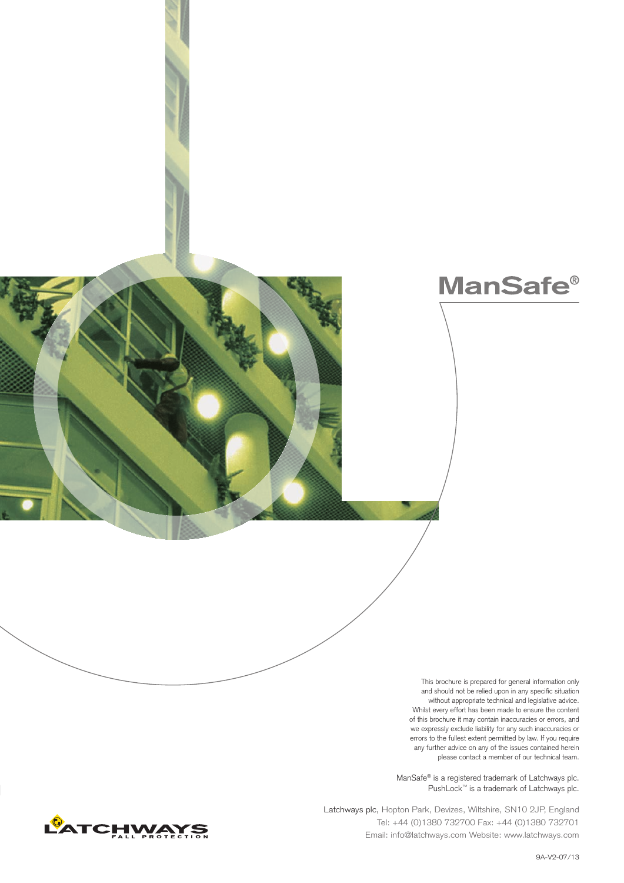ManSafe®

This brochure is prepared for general information only and should not be relied upon in any specific situation without appropriate technical and legislative advice. Whilst every effort has been made to ensure the content of this brochure it may contain inaccuracies or errors, and we expressly exclude liability for any such inaccuracies or errors to the fullest extent permitted by law. If you require any further advice on any of the issues contained herein please contact a member of our technical team.

ManSafe® is a registered trademark of Latchways plc.
PushLock™ is a trademark of Latchways plc.

LATCHWAYS FALL PROTECTION

Latchways plc, Hopton Park, Devizes, Wiltshire, SN10 2JP, England
Tel: +44 (0)1380 732700 Fax: +44 (0)1380 732701
Email: info@latchways.com Website: www.latchways.com

9A-V2-07/13